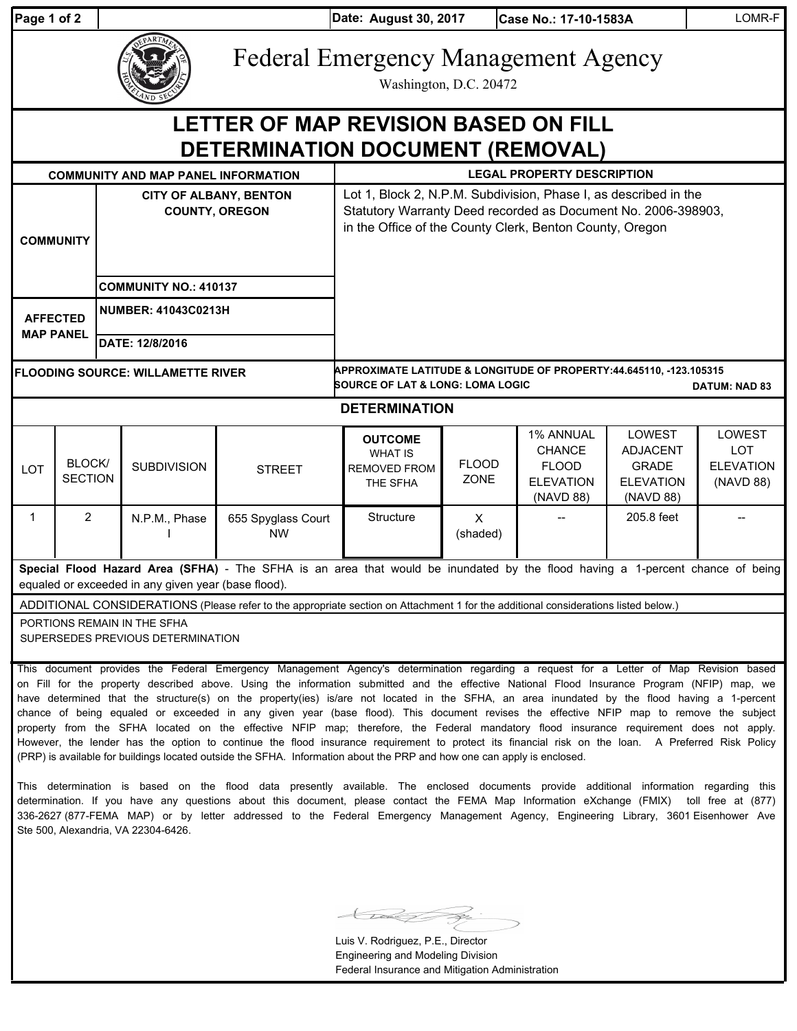| Date: August 30, 2017 | Case No.: 17-10-1583A | LOMR-F |
| --- | --- | --- |

# Federal Emergency Management Agency

Washington, D.C. 20472

## LETTER OF MAP REVISION BASED ON FILL DETERMINATION DOCUMENT (REMOVAL)

| COMMUNITY AND MAP PANEL INFORMATION | | LEGAL PROPERTY DESCRIPTION |
| --- | --- | --- |
| COMMUNITY | CITY OF ALBANY, BENTON COUNTY, OREGON | Lot 1, Block 2, N.P.M. Subdivision, Phase I, as described in the Statutory Warranty Deed recorded as Document No. 2006-398903, in the Office of the County Clerk, Benton County, Oregon |
| | COMMUNITY NO.: 410137 | |
| AFFECTED MAP PANEL | NUMBER: 41043C0213H | |
| | DATE: 12/8/2016 | |
| FLOODING SOURCE: WILLAMETTE RIVER | | APPROXIMATE LATITUDE & LONGITUDE OF PROPERTY: 44.645110, -123.105315<br>SOURCE OF LAT & LONG: LOMA LOGIC DATUM: NAD 83 |

### DETERMINATION

| LOT | BLOCK/ SECTION | SUBDIVISION | STREET | OUTCOME WHAT IS REMOVED FROM THE SFHA | FLOOD ZONE | 1% ANNUAL CHANCE FLOOD ELEVATION (NAVD 88) | LOWEST ADJACENT GRADE ELEVATION (NAVD 88) | LOWEST LOT ELEVATION (NAVD 88) |
| --- | --- | --- | --- | --- | --- | --- | --- | --- |
| 1 | 2 | N.P.M., Phase I | 655 Spyglass Court NW | Structure | X (shaded) | -- | 205.8 feet | -- |

**Special Flood Hazard Area (SFHA)** - The SFHA is an area that would be inundated by the flood having a 1-percent chance of being equaled or exceeded in any given year (base flood).

ADDITIONAL CONSIDERATIONS (Please refer to the appropriate section on Attachment 1 for the additional considerations listed below.)

PORTIONS REMAIN IN THE SFHA
SUPERSEDES PREVIOUS DETERMINATION

This document provides the Federal Emergency Management Agency's determination regarding a request for a Letter of Map Revision based on Fill for the property described above. Using the information submitted and the effective National Flood Insurance Program (NFIP) map, we have determined that the structure(s) on the property(ies) is/are not located in the SFHA, an area inundated by the flood having a 1-percent chance of being equaled or exceeded in any given year (base flood). This document revises the effective NFIP map to remove the subject property from the SFHA located on the effective NFIP map; therefore, the Federal mandatory flood insurance requirement does not apply. However, the lender has the option to continue the flood insurance requirement to protect its financial risk on the loan. A Preferred Risk Policy (PRP) is available for buildings located outside the SFHA. Information about the PRP and how one can apply is enclosed.

This determination is based on the flood data presently available. The enclosed documents provide additional information regarding this determination. If you have any questions about this document, please contact the FEMA Map Information eXchange (FMIX) toll free at (877) 336-2627 (877-FEMA MAP) or by letter addressed to the Federal Emergency Management Agency, Engineering Library, 3601 Eisenhower Ave Ste 500, Alexandria, VA 22304-6426.

Luis V. Rodriguez, P.E., Director
Engineering and Modeling Division
Federal Insurance and Mitigation Administration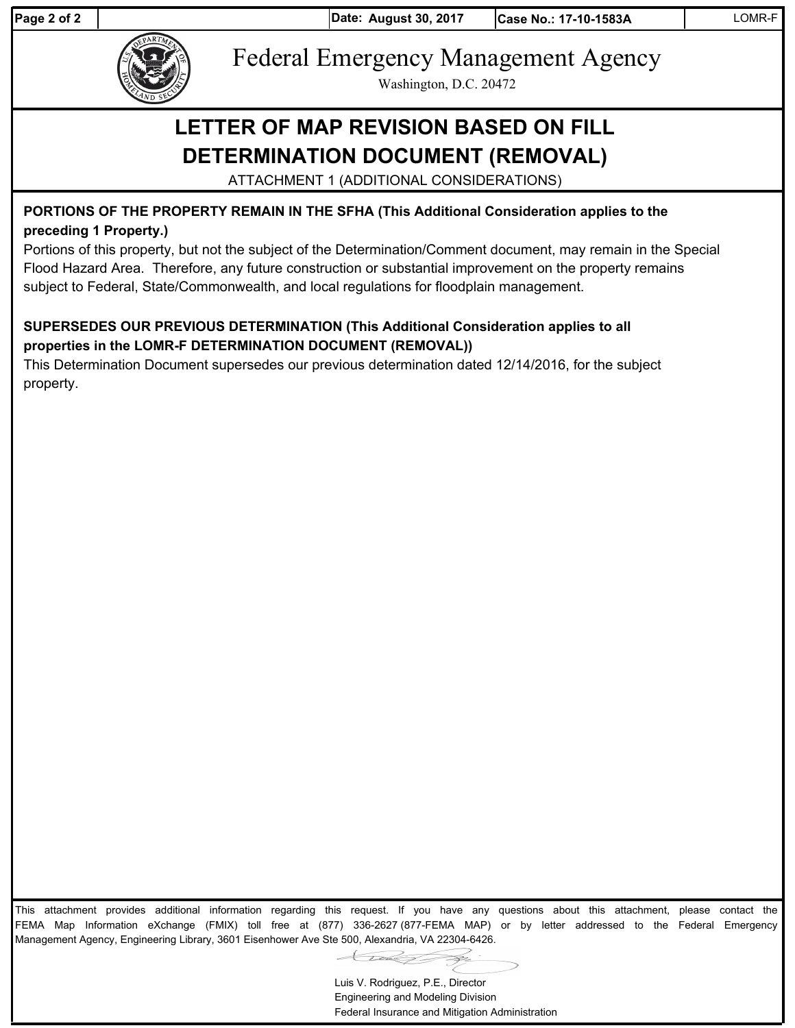Date: August 30, 2017 | Case No.: 17-10-1583A | LOMR-F

# Federal Emergency Management Agency

Washington, D.C. 20472

## LETTER OF MAP REVISION BASED ON FILL DETERMINATION DOCUMENT (REMOVAL)

ATTACHMENT 1 (ADDITIONAL CONSIDERATIONS)

**PORTIONS OF THE PROPERTY REMAIN IN THE SFHA (This Additional Consideration applies to the preceding 1 Property.)**

Portions of this property, but not the subject of the Determination/Comment document, may remain in the Special Flood Hazard Area. Therefore, any future construction or substantial improvement on the property remains subject to Federal, State/Commonwealth, and local regulations for floodplain management.

**SUPERSEDES OUR PREVIOUS DETERMINATION (This Additional Consideration applies to all properties in the LOMR-F DETERMINATION DOCUMENT (REMOVAL))**

This Determination Document supersedes our previous determination dated 12/14/2016, for the subject property.

This attachment provides additional information regarding this request. If you have any questions about this attachment, please contact the FEMA Map Information eXchange (FMIX) toll free at (877) 336-2627 (877-FEMA MAP) or by letter addressed to the Federal Emergency Management Agency, Engineering Library, 3601 Eisenhower Ave Ste 500, Alexandria, VA 22304-6426.

Luis V. Rodriguez, P.E., Director
Engineering and Modeling Division
Federal Insurance and Mitigation Administration